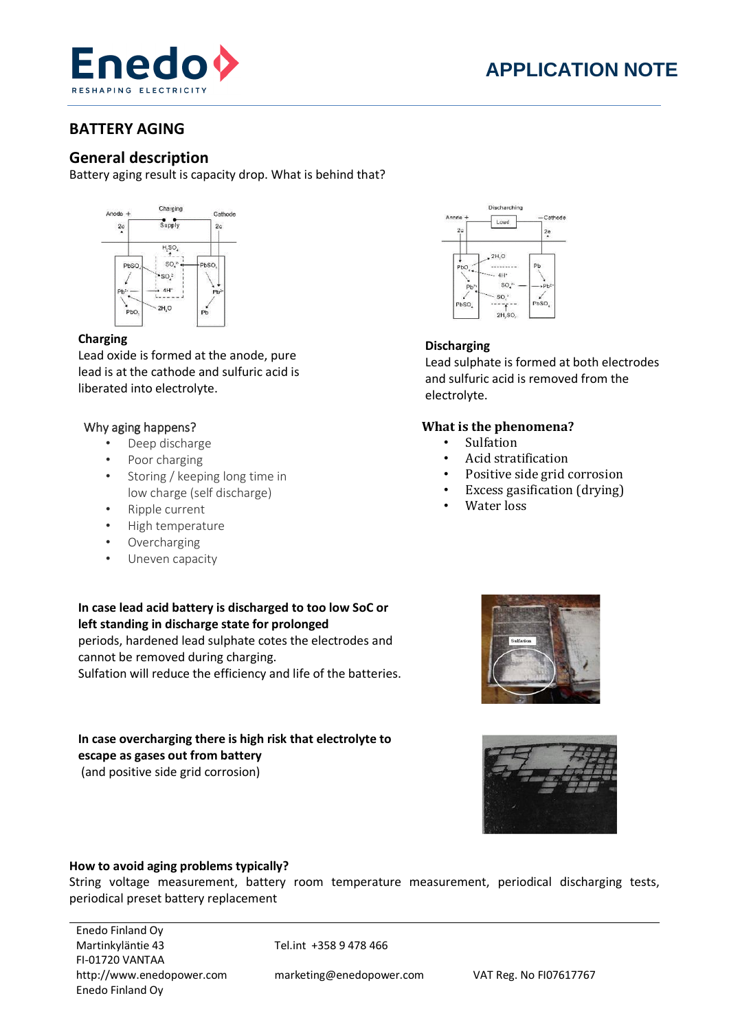# BATTERY AGING

## General description

Battery aging result is capacity drop. What is behind that?

**Charging**

Lead oxide is formed at the anode, pure lead is at the cathode and sulfuric acid is liberated into electrolyte.

**Discharging**

Lead sulphate is formed at both electrodes and sulfuric acid is removed from the electrolyte.

Why aging happens?

- Deep discharge
- Poor charging
- Storing / keeping long time in low charge (self discharge)
- Ripple current
- High temperature
- Overcharging
- Uneven capacity

**What is the phenomena?**

- Sulfation
- Acid stratification
- Positive side grid corrosion
- Excess gasification (drying)
- Water loss

**In case lead acid battery is discharged to too low SoC or left standing in discharge state for prolonged** periods, hardened lead sulphate cotes the electrodes and cannot be removed during charging.
Sulfation will reduce the efficiency and life of the batteries.

**In case overcharging there is high risk that electrolyte to escape as gases out from battery**
(and positive side grid corrosion)

**How to avoid aging problems typically?**

String voltage measurement, battery room temperature measurement, periodical discharging tests, periodical preset battery replacement

Enedo Finland Oy
Martinkyläntie 43
FI-01720 VANTAA
http://www.enedopower.com
Enedo Finland Oy

Tel.int +358 9 478 466
marketing@enedopower.com

VAT Reg. No FI07617767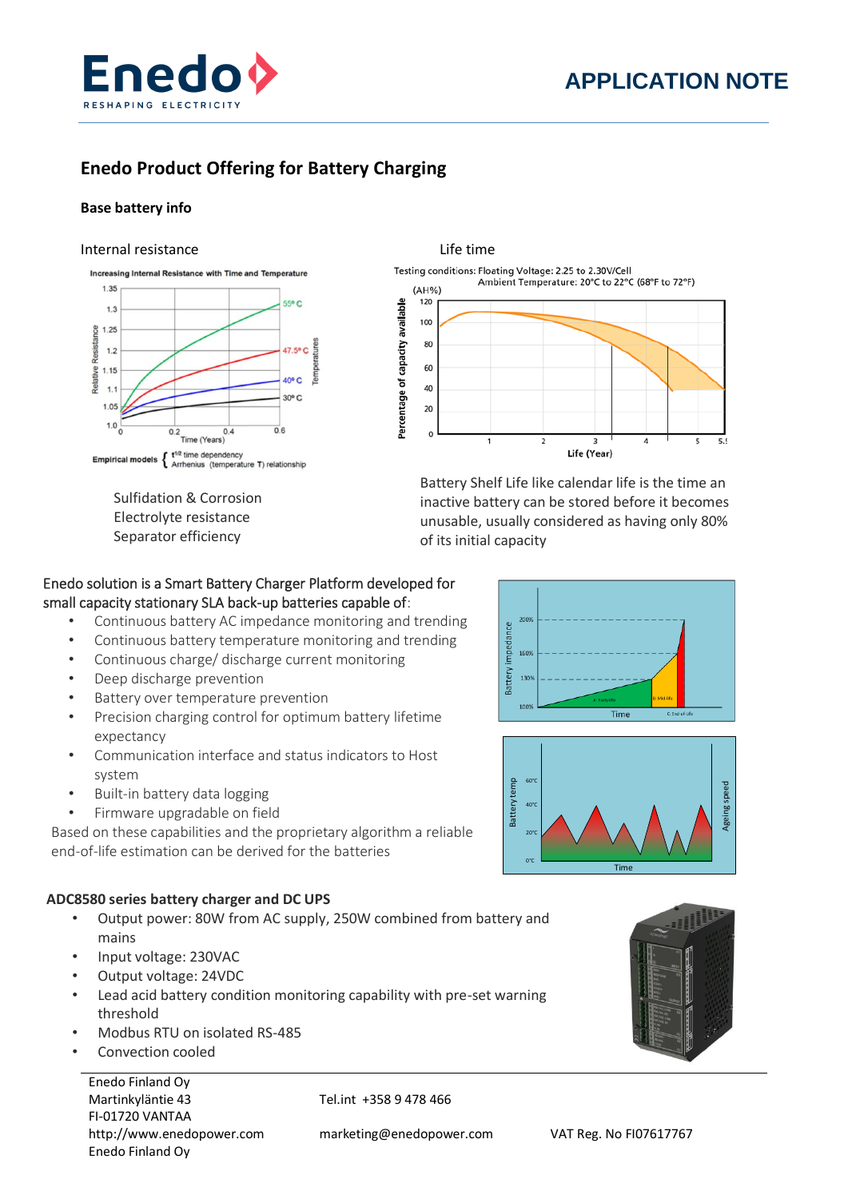## Enedo Product Offering for Battery Charging

### Base battery info

Internal resistance

Increasing Internal Resistance with Time and Temperature

1.35
1.3
1.25
1.2
1.15
1.1
1.05
1.0

Relative Resistance

55° C
47.5° C
40° C
30° C

Temperatures

0
0.2
0.4
0.6

Time (Years)

Empirical models { $t^{1/2}$ time dependency
Arrhenius (temperature T) relationship

Sulfidation & Corrosion
Electrolyte resistance
Separator efficiency

Life time

Testing conditions: Floating Voltage: 2.25 to 2.30V/Cell
Ambient Temperature: 20°C to 22°C (68°F to 72°F)

(AH%)
120
100
80
60
40
20
0

Percentage of capacity available

1
2
3
4
5
5.5

Life (Year)

Battery Shelf Life like calendar life is the time an inactive battery can be stored before it becomes unusable, usually considered as having only 80% of its initial capacity

Enedo solution is a Smart Battery Charger Platform developed for small capacity stationary SLA back-up batteries capable of:

- Continuous battery AC impedance monitoring and trending
- Continuous battery temperature monitoring and trending
- Continuous charge/ discharge current monitoring
- Deep discharge prevention
- Battery over temperature prevention
- Precision charging control for optimum battery lifetime expectancy
- Communication interface and status indicators to Host system
- Built-in battery data logging
- Firmware upgradable on field

Based on these capabilities and the proprietary algorithm a reliable end-of-life estimation can be derived for the batteries

Battery impedance
200%
160%
130%
100%
A: Early life
B: Mid life
C: End of Life
Time

Battery temp
60°C
40°C
20°C
0°C
Ageing speed
Time

### ADC8580 series battery charger and DC UPS

- Output power: 80W from AC supply, 250W combined from battery and mains
- Input voltage: 230VAC
- Output voltage: 24VDC
- Lead acid battery condition monitoring capability with pre-set warning threshold
- Modbus RTU on isolated RS-485
- Convection cooled

Enedo Finland Oy
Martinkyläntie 43
FI-01720 VANTAA
http://www.enedopower.com
Enedo Finland Oy

Tel.int +358 9 478 466
marketing@enedopower.com

VAT Reg. No FI07617767